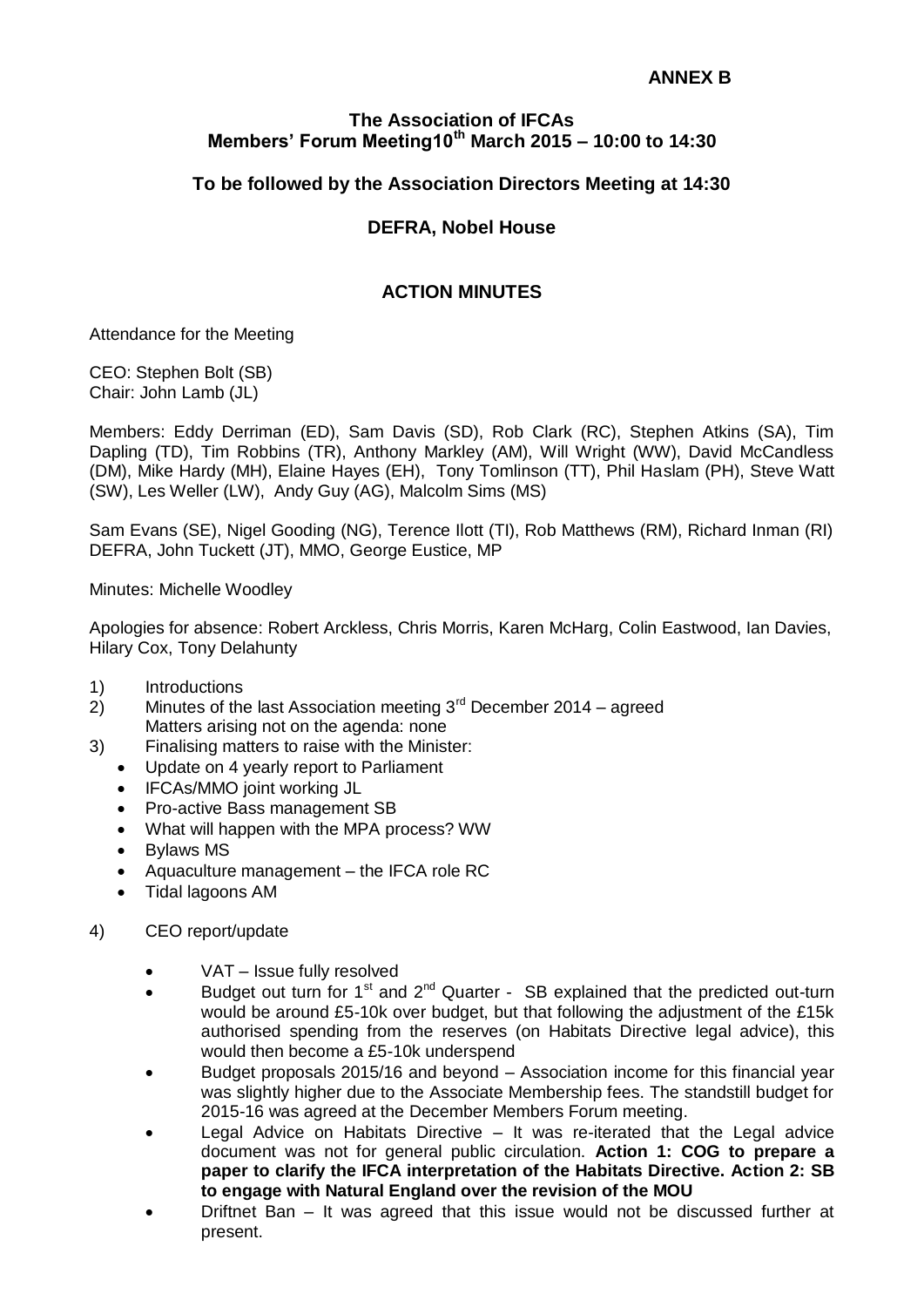**ANNEX B**

# The Association of IFCAs
# Members' Forum Meeting10th March 2015 – 10:00 to 14:30

## To be followed by the Association Directors Meeting at 14:30

## DEFRA, Nobel House

## ACTION MINUTES

Attendance for the Meeting

CEO: Stephen Bolt (SB)
Chair: John Lamb (JL)

Members: Eddy Derriman (ED), Sam Davis (SD), Rob Clark (RC), Stephen Atkins (SA), Tim Dapling (TD), Tim Robbins (TR), Anthony Markley (AM), Will Wright (WW), David McCandless (DM), Mike Hardy (MH), Elaine Hayes (EH), Tony Tomlinson (TT), Phil Haslam (PH), Steve Watt (SW), Les Weller (LW), Andy Guy (AG), Malcolm Sims (MS)

Sam Evans (SE), Nigel Gooding (NG), Terence Ilott (TI), Rob Matthews (RM), Richard Inman (RI) DEFRA, John Tuckett (JT), MMO, George Eustice, MP

Minutes: Michelle Woodley

Apologies for absence: Robert Arckless, Chris Morris, Karen McHarg, Colin Eastwood, Ian Davies, Hilary Cox, Tony Delahunty

1) Introductions
2) Minutes of the last Association meeting 3rd December 2014 – agreed
   Matters arising not on the agenda: none
3) Finalising matters to raise with the Minister:
   - Update on 4 yearly report to Parliament
   - IFCAs/MMO joint working JL
   - Pro-active Bass management SB
   - What will happen with the MPA process? WW
   - Bylaws MS
   - Aquaculture management – the IFCA role RC
   - Tidal lagoons AM

4) CEO report/update

   - VAT – Issue fully resolved
   - Budget out turn for 1st and 2nd Quarter - SB explained that the predicted out-turn would be around £5-10k over budget, but that following the adjustment of the £15k authorised spending from the reserves (on Habitats Directive legal advice), this would then become a £5-10k underspend
   - Budget proposals 2015/16 and beyond – Association income for this financial year was slightly higher due to the Associate Membership fees. The standstill budget for 2015-16 was agreed at the December Members Forum meeting.
   - Legal Advice on Habitats Directive – It was re-iterated that the Legal advice document was not for general public circulation. **Action 1: COG to prepare a paper to clarify the IFCA interpretation of the Habitats Directive. Action 2: SB to engage with Natural England over the revision of the MOU**
   - Driftnet Ban – It was agreed that this issue would not be discussed further at present.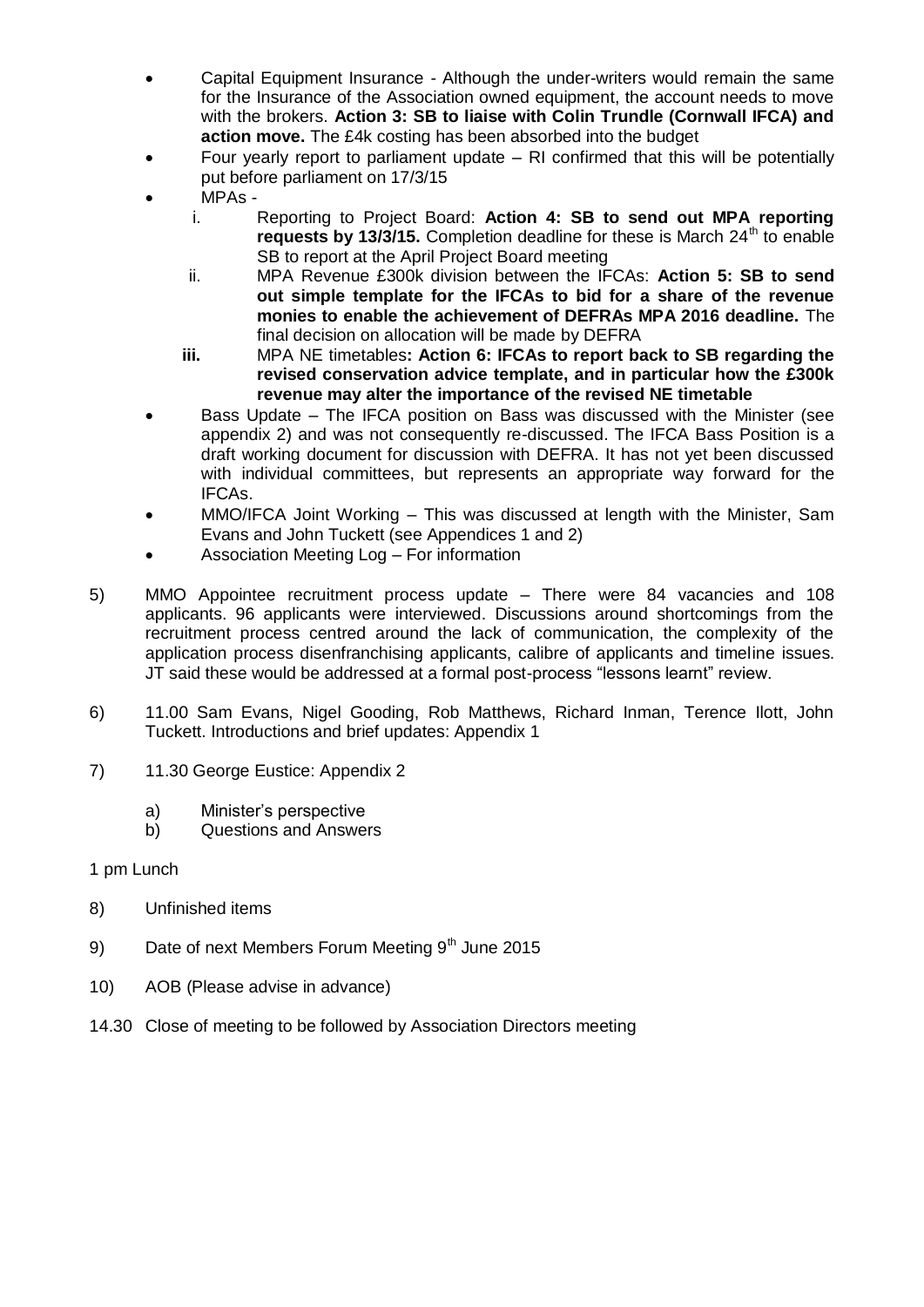- Capital Equipment Insurance - Although the under-writers would remain the same for the Insurance of the Association owned equipment, the account needs to move with the brokers. **Action 3: SB to liaise with Colin Trundle (Cornwall IFCA) and action move.** The £4k costing has been absorbed into the budget
- Four yearly report to parliament update – RI confirmed that this will be potentially put before parliament on 17/3/15
- MPAs -
    - i. Reporting to Project Board: **Action 4: SB to send out MPA reporting requests by 13/3/15.** Completion deadline for these is March 24th to enable SB to report at the April Project Board meeting
    - ii. MPA Revenue £300k division between the IFCAs: **Action 5: SB to send out simple template for the IFCAs to bid for a share of the revenue monies to enable the achievement of DEFRAs MPA 2016 deadline.** The final decision on allocation will be made by DEFRA
    - **iii.** MPA NE timetables**: Action 6: IFCAs to report back to SB regarding the revised conservation advice template, and in particular how the £300k revenue may alter the importance of the revised NE timetable**
- Bass Update – The IFCA position on Bass was discussed with the Minister (see appendix 2) and was not consequently re-discussed. The IFCA Bass Position is a draft working document for discussion with DEFRA. It has not yet been discussed with individual committees, but represents an appropriate way forward for the IFCAs.
- MMO/IFCA Joint Working – This was discussed at length with the Minister, Sam Evans and John Tuckett (see Appendices 1 and 2)
- Association Meeting Log – For information

5) MMO Appointee recruitment process update – There were 84 vacancies and 108 applicants. 96 applicants were interviewed. Discussions around shortcomings from the recruitment process centred around the lack of communication, the complexity of the application process disenfranchising applicants, calibre of applicants and timeline issues. JT said these would be addressed at a formal post-process "lessons learnt" review.

6) 11.00 Sam Evans, Nigel Gooding, Rob Matthews, Richard Inman, Terence Ilott, John Tuckett. Introductions and brief updates: Appendix 1

7) 11.30 George Eustice: Appendix 2

    a) Minister's perspective
    b) Questions and Answers

1 pm Lunch

8) Unfinished items

9) Date of next Members Forum Meeting 9th June 2015

10) AOB (Please advise in advance)

14.30 Close of meeting to be followed by Association Directors meeting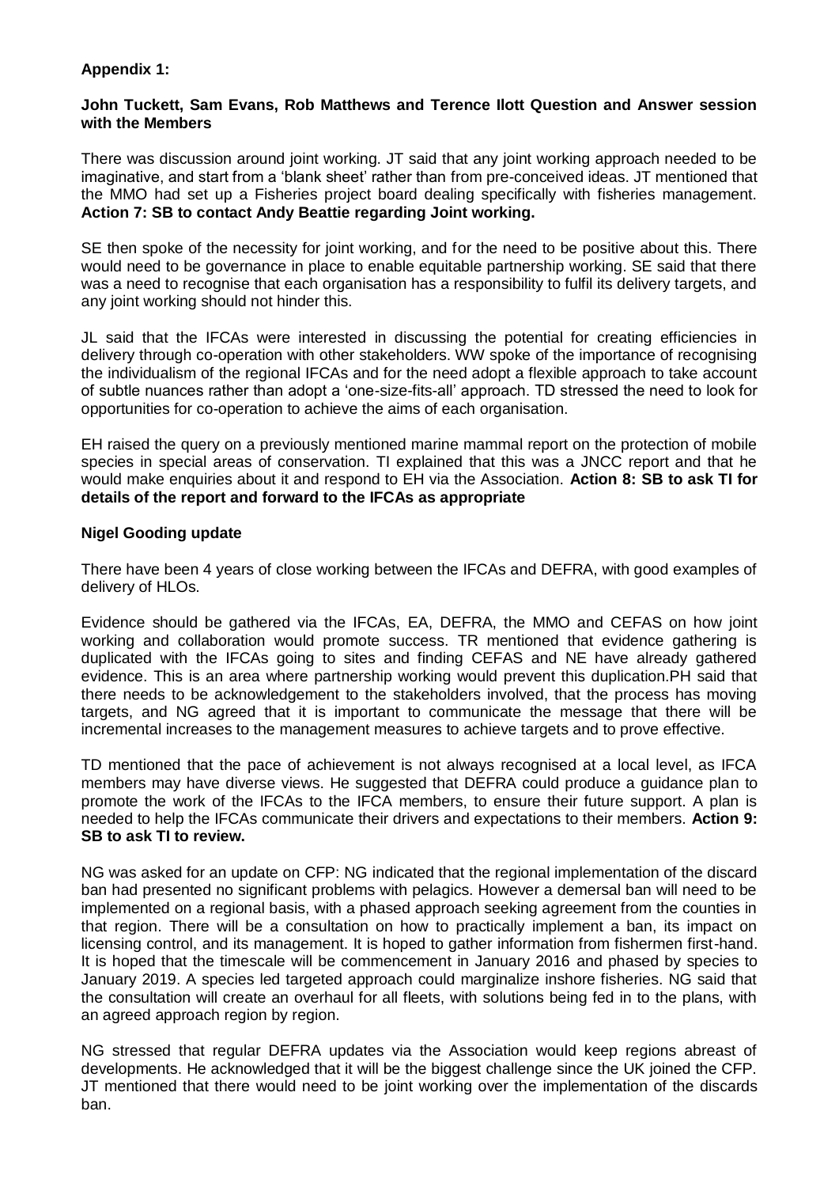**Appendix 1:**

**John Tuckett, Sam Evans, Rob Matthews and Terence Ilott Question and Answer session with the Members**

There was discussion around joint working. JT said that any joint working approach needed to be imaginative, and start from a 'blank sheet' rather than from pre-conceived ideas. JT mentioned that the MMO had set up a Fisheries project board dealing specifically with fisheries management. **Action 7: SB to contact Andy Beattie regarding Joint working.**

SE then spoke of the necessity for joint working, and for the need to be positive about this. There would need to be governance in place to enable equitable partnership working. SE said that there was a need to recognise that each organisation has a responsibility to fulfil its delivery targets, and any joint working should not hinder this.

JL said that the IFCAs were interested in discussing the potential for creating efficiencies in delivery through co-operation with other stakeholders. WW spoke of the importance of recognising the individualism of the regional IFCAs and for the need adopt a flexible approach to take account of subtle nuances rather than adopt a 'one-size-fits-all' approach. TD stressed the need to look for opportunities for co-operation to achieve the aims of each organisation.

EH raised the query on a previously mentioned marine mammal report on the protection of mobile species in special areas of conservation. TI explained that this was a JNCC report and that he would make enquiries about it and respond to EH via the Association. **Action 8: SB to ask TI for details of the report and forward to the IFCAs as appropriate**

**Nigel Gooding update**

There have been 4 years of close working between the IFCAs and DEFRA, with good examples of delivery of HLOs.

Evidence should be gathered via the IFCAs, EA, DEFRA, the MMO and CEFAS on how joint working and collaboration would promote success. TR mentioned that evidence gathering is duplicated with the IFCAs going to sites and finding CEFAS and NE have already gathered evidence. This is an area where partnership working would prevent this duplication.PH said that there needs to be acknowledgement to the stakeholders involved, that the process has moving targets, and NG agreed that it is important to communicate the message that there will be incremental increases to the management measures to achieve targets and to prove effective.

TD mentioned that the pace of achievement is not always recognised at a local level, as IFCA members may have diverse views. He suggested that DEFRA could produce a guidance plan to promote the work of the IFCAs to the IFCA members, to ensure their future support. A plan is needed to help the IFCAs communicate their drivers and expectations to their members. **Action 9: SB to ask TI to review.**

NG was asked for an update on CFP: NG indicated that the regional implementation of the discard ban had presented no significant problems with pelagics. However a demersal ban will need to be implemented on a regional basis, with a phased approach seeking agreement from the counties in that region. There will be a consultation on how to practically implement a ban, its impact on licensing control, and its management. It is hoped to gather information from fishermen first-hand. It is hoped that the timescale will be commencement in January 2016 and phased by species to January 2019. A species led targeted approach could marginalize inshore fisheries. NG said that the consultation will create an overhaul for all fleets, with solutions being fed in to the plans, with an agreed approach region by region.

NG stressed that regular DEFRA updates via the Association would keep regions abreast of developments. He acknowledged that it will be the biggest challenge since the UK joined the CFP. JT mentioned that there would need to be joint working over the implementation of the discards ban.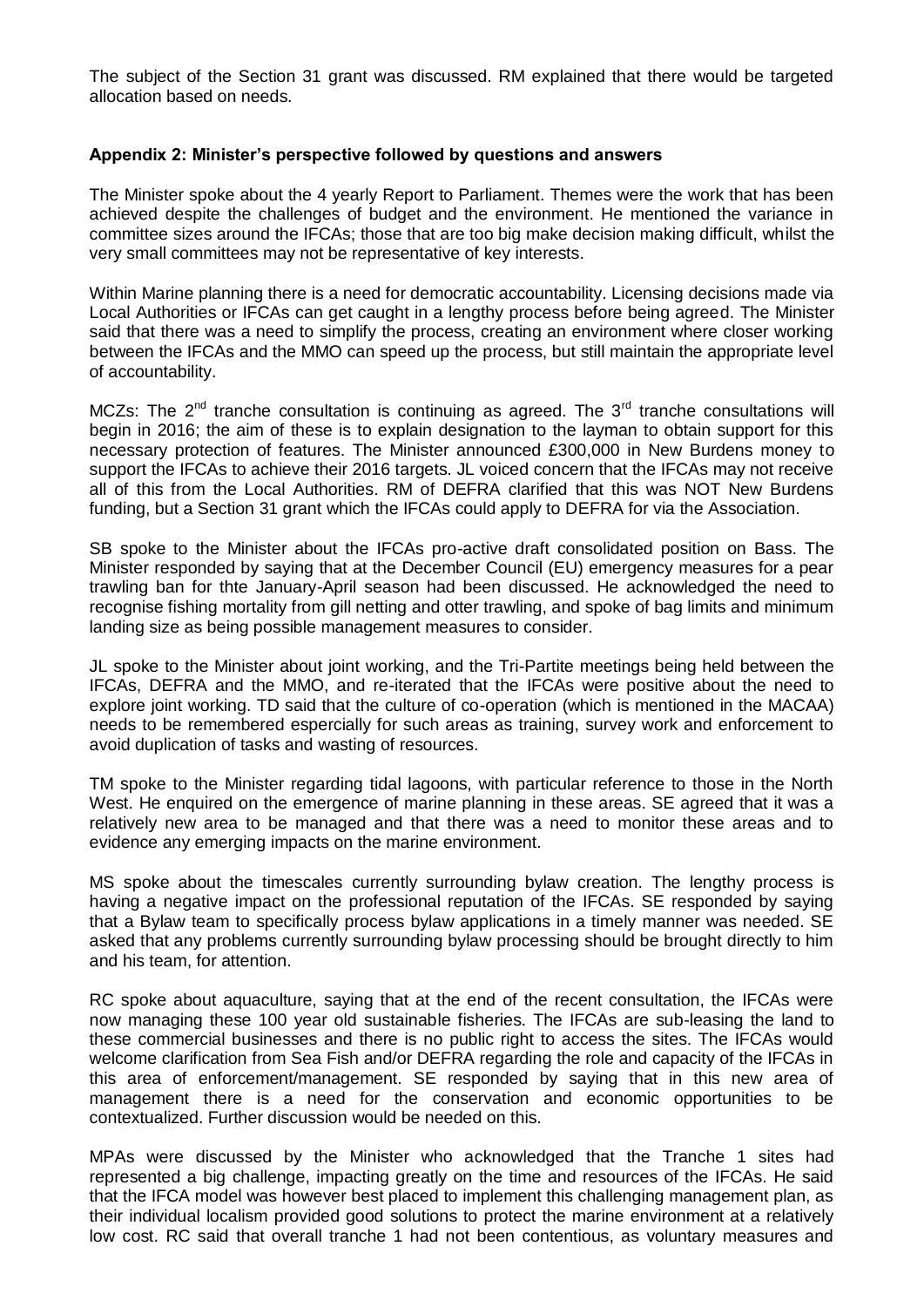The subject of the Section 31 grant was discussed. RM explained that there would be targeted allocation based on needs.

**Appendix 2: Minister's perspective followed by questions and answers**

The Minister spoke about the 4 yearly Report to Parliament. Themes were the work that has been achieved despite the challenges of budget and the environment. He mentioned the variance in committee sizes around the IFCAs; those that are too big make decision making difficult, whilst the very small committees may not be representative of key interests.

Within Marine planning there is a need for democratic accountability. Licensing decisions made via Local Authorities or IFCAs can get caught in a lengthy process before being agreed. The Minister said that there was a need to simplify the process, creating an environment where closer working between the IFCAs and the MMO can speed up the process, but still maintain the appropriate level of accountability.

MCZs: The 2nd tranche consultation is continuing as agreed. The 3rd tranche consultations will begin in 2016; the aim of these is to explain designation to the layman to obtain support for this necessary protection of features. The Minister announced £300,000 in New Burdens money to support the IFCAs to achieve their 2016 targets. JL voiced concern that the IFCAs may not receive all of this from the Local Authorities. RM of DEFRA clarified that this was NOT New Burdens funding, but a Section 31 grant which the IFCAs could apply to DEFRA for via the Association.

SB spoke to the Minister about the IFCAs pro-active draft consolidated position on Bass. The Minister responded by saying that at the December Council (EU) emergency measures for a pear trawling ban for thte January-April season had been discussed. He acknowledged the need to recognise fishing mortality from gill netting and otter trawling, and spoke of bag limits and minimum landing size as being possible management measures to consider.

JL spoke to the Minister about joint working, and the Tri-Partite meetings being held between the IFCAs, DEFRA and the MMO, and re-iterated that the IFCAs were positive about the need to explore joint working. TD said that the culture of co-operation (which is mentioned in the MACAA) needs to be remembered espercially for such areas as training, survey work and enforcement to avoid duplication of tasks and wasting of resources.

TM spoke to the Minister regarding tidal lagoons, with particular reference to those in the North West. He enquired on the emergence of marine planning in these areas. SE agreed that it was a relatively new area to be managed and that there was a need to monitor these areas and to evidence any emerging impacts on the marine environment.

MS spoke about the timescales currently surrounding bylaw creation. The lengthy process is having a negative impact on the professional reputation of the IFCAs. SE responded by saying that a Bylaw team to specifically process bylaw applications in a timely manner was needed. SE asked that any problems currently surrounding bylaw processing should be brought directly to him and his team, for attention.

RC spoke about aquaculture, saying that at the end of the recent consultation, the IFCAs were now managing these 100 year old sustainable fisheries. The IFCAs are sub-leasing the land to these commercial businesses and there is no public right to access the sites. The IFCAs would welcome clarification from Sea Fish and/or DEFRA regarding the role and capacity of the IFCAs in this area of enforcement/management. SE responded by saying that in this new area of management there is a need for the conservation and economic opportunities to be contextualized. Further discussion would be needed on this.

MPAs were discussed by the Minister who acknowledged that the Tranche 1 sites had represented a big challenge, impacting greatly on the time and resources of the IFCAs. He said that the IFCA model was however best placed to implement this challenging management plan, as their individual localism provided good solutions to protect the marine environment at a relatively low cost. RC said that overall tranche 1 had not been contentious, as voluntary measures and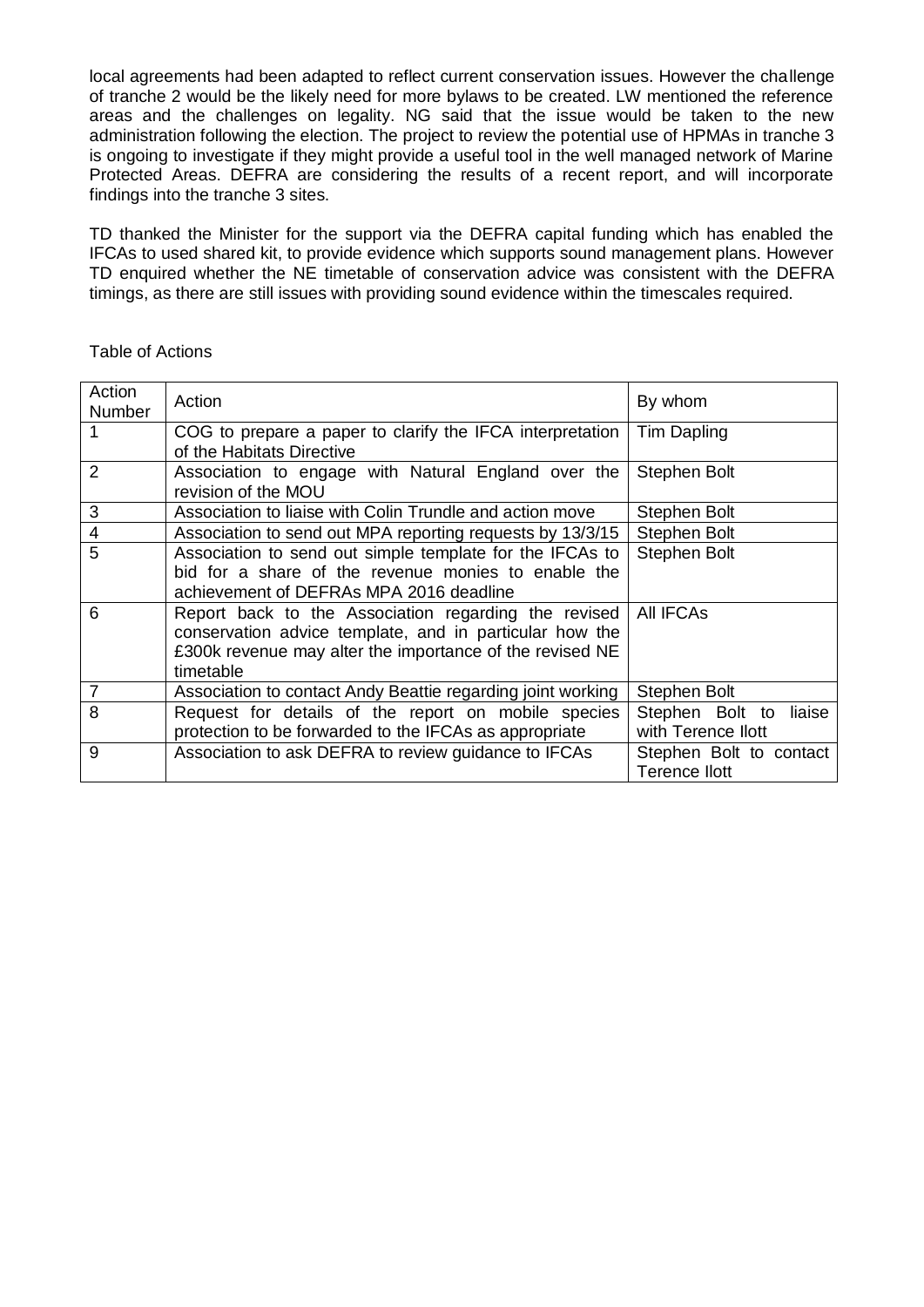local agreements had been adapted to reflect current conservation issues. However the challenge of tranche 2 would be the likely need for more bylaws to be created. LW mentioned the reference areas and the challenges on legality. NG said that the issue would be taken to the new administration following the election. The project to review the potential use of HPMAs in tranche 3 is ongoing to investigate if they might provide a useful tool in the well managed network of Marine Protected Areas. DEFRA are considering the results of a recent report, and will incorporate findings into the tranche 3 sites.

TD thanked the Minister for the support via the DEFRA capital funding which has enabled the IFCAs to used shared kit, to provide evidence which supports sound management plans. However TD enquired whether the NE timetable of conservation advice was consistent with the DEFRA timings, as there are still issues with providing sound evidence within the timescales required.

Table of Actions

| Action Number | Action | By whom |
|---|---|---|
| 1 | COG to prepare a paper to clarify the IFCA interpretation of the Habitats Directive | Tim Dapling |
| 2 | Association to engage with Natural England over the revision of the MOU | Stephen Bolt |
| 3 | Association to liaise with Colin Trundle and action move | Stephen Bolt |
| 4 | Association to send out MPA reporting requests by 13/3/15 | Stephen Bolt |
| 5 | Association to send out simple template for the IFCAs to bid for a share of the revenue monies to enable the achievement of DEFRAs MPA 2016 deadline | Stephen Bolt |
| 6 | Report back to the Association regarding the revised conservation advice template, and in particular how the £300k revenue may alter the importance of the revised NE timetable | All IFCAs |
| 7 | Association to contact Andy Beattie regarding joint working | Stephen Bolt |
| 8 | Request for details of the report on mobile species protection to be forwarded to the IFCAs as appropriate | Stephen Bolt to liaise with Terence Ilott |
| 9 | Association to ask DEFRA to review guidance to IFCAs | Stephen Bolt to contact Terence Ilott |